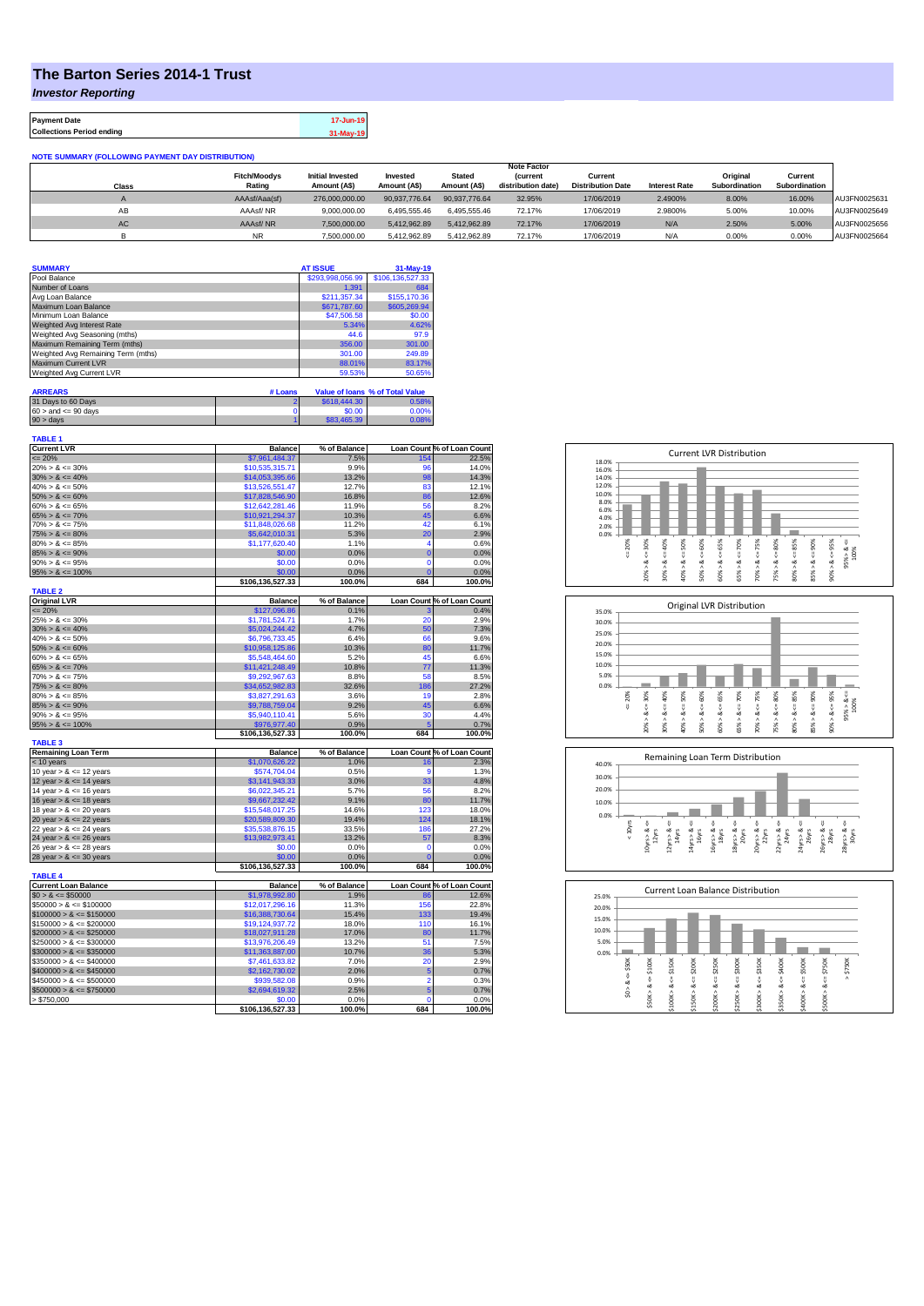# The Barton Series 2014-1 Trust

*Investor Reporting*

| | |
|---|---|
| **Payment Date** | 17-Jun-19 |
| **Collections Period ending** | 31-May-19 |

**NOTE SUMMARY (FOLLOWING PAYMENT DAY DISTRIBUTION)**

| Class | Fitch/Moodys Rating | Initial Invested Amount (A$) | Invested Amount (A$) | Stated Amount (A$) | Note Factor (current distribution date) | Current Distribution Date | Interest Rate | Original Subordination | Current Subordination | |
|---|---|---|---|---|---|---|---|---|---|---|
| A | AAAsf/Aaa(sf) | 276,000,000.00 | 90,937,776.64 | 90,937,776.64 | 32.95% | 17/06/2019 | 2.4900% | 8.00% | 16.00% | AU3FN0025631 |
| AB | AAAsf/ NR | 9,000,000.00 | 6,495,555.46 | 6,495,555.46 | 72.17% | 17/06/2019 | 2.9800% | 5.00% | 10.00% | AU3FN0025649 |
| AC | AAAsf/ NR | 7,500,000.00 | 5,412,962.89 | 5,412,962.89 | 72.17% | 17/06/2019 | N/A | 2.50% | 5.00% | AU3FN0025656 |
| B | NR | 7,500,000.00 | 5,412,962.89 | 5,412,962.89 | 72.17% | 17/06/2019 | N/A | 0.00% | 0.00% | AU3FN0025664 |

| SUMMARY | AT ISSUE | 31-May-19 |
|---|---|---|
| Pool Balance | $293,998,056.99 | $106,136,527.33 |
| Number of Loans | 1,391 | 684 |
| Avg Loan Balance | $211,357.34 | $155,170.36 |
| Maximum Loan Balance | $671,787.60 | $605,269.94 |
| Minimum Loan Balance | $47,506.58 | $0.00 |
| Weighted Avg Interest Rate | 5.34% | 4.62% |
| Weighted Avg Seasoning (mths) | 44.6 | 97.9 |
| Maximum Remaining Term (mths) | 356.00 | 301.00 |
| Weighted Avg Remaining Term (mths) | 301.00 | 249.89 |
| Maximum Current LVR | 88.01% | 83.17% |
| Weighted Avg Current LVR | 59.53% | 50.65% |

| ARREARS | # Loans | Value of loans | % of Total Value |
|---|---|---|---|
| 31 Days to 60 Days | 2 | $618,444.30 | 0.58% |
| 60 > and <= 90 days | 0 | $0.00 | 0.00% |
| 90 > days | 1 | $83,465.39 | 0.08% |

**TABLE 1**

| Current LVR | Balance | % of Balance | Loan Count | % of Loan Count |
|---|---|---|---|---|
| <= 20% | $7,961,484.37 | 7.5% | 154 | 22.5% |
| 20% > & <= 30% | $10,535,315.71 | 9.9% | 96 | 14.0% |
| 30% > & <= 40% | $14,053,395.66 | 13.2% | 98 | 14.3% |
| 40% > & <= 50% | $13,526,551.47 | 12.7% | 83 | 12.1% |
| 50% > & <= 60% | $17,828,546.90 | 16.8% | 86 | 12.6% |
| 60% > & <= 65% | $12,642,281.46 | 11.9% | 56 | 8.2% |
| 65% > & <= 70% | $10,921,294.37 | 10.3% | 45 | 6.6% |
| 70% > & <= 75% | $11,848,026.68 | 11.2% | 42 | 6.1% |
| 75% > & <= 80% | $5,642,010.31 | 5.3% | 20 | 2.9% |
| 80% > & <= 85% | $1,177,620.40 | 1.1% | 4 | 0.6% |
| 85% > & <= 90% | $0.00 | 0.0% | 0 | 0.0% |
| 90% > & <= 95% | $0.00 | 0.0% | 0 | 0.0% |
| 95% > & <= 100% | $0.00 | 0.0% | 0 | 0.0% |
| | $106,136,527.33 | 100.0% | 684 | 100.0% |

**TABLE 2**

| Original LVR | Balance | % of Balance | Loan Count | % of Loan Count |
|---|---|---|---|---|
| <= 20% | $127,096.86 | 0.1% | 3 | 0.4% |
| 25% > & <= 30% | $1,781,524.71 | 1.7% | 20 | 2.9% |
| 30% > & <= 40% | $5,024,244.42 | 4.7% | 50 | 7.3% |
| 40% > & <= 50% | $6,796,733.45 | 6.4% | 66 | 9.6% |
| 50% > & <= 60% | $10,958,125.86 | 10.3% | 80 | 11.7% |
| 60% > & <= 65% | $5,548,464.60 | 5.2% | 45 | 6.6% |
| 65% > & <= 70% | $11,421,248.49 | 10.8% | 77 | 11.3% |
| 70% > & <= 75% | $9,292,967.63 | 8.8% | 58 | 8.5% |
| 75% > & <= 80% | $34,652,982.83 | 32.6% | 186 | 27.2% |
| 80% > & <= 85% | $3,827,291.63 | 3.6% | 19 | 2.8% |
| 85% > & <= 90% | $9,788,759.04 | 9.2% | 45 | 6.6% |
| 90% > & <= 95% | $5,940,110.41 | 5.6% | 30 | 4.4% |
| 95% > & <= 100% | $976,977.40 | 0.9% | 5 | 0.7% |
| | $106,136,527.33 | 100.0% | 684 | 100.0% |

**TABLE 3**

| Remaining Loan Term | Balance | % of Balance | Loan Count | % of Loan Count |
|---|---|---|---|---|
| < 10 years | $1,070,626.22 | 1.0% | 16 | 2.3% |
| 10 year > & <= 12 years | $574,704.04 | 0.5% | 9 | 1.3% |
| 12 year > & <= 14 years | $3,141,943.33 | 3.0% | 33 | 4.8% |
| 14 year > & <= 16 years | $6,022,345.21 | 5.7% | 56 | 8.2% |
| 16 year > & <= 18 years | $9,667,232.42 | 9.1% | 80 | 11.7% |
| 18 year > & <= 20 years | $15,548,017.25 | 14.6% | 123 | 18.0% |
| 20 year > & <= 22 years | $20,589,809.30 | 19.4% | 124 | 18.1% |
| 22 year > & <= 24 years | $35,538,876.15 | 33.5% | 186 | 27.2% |
| 24 year > & <= 26 years | $13,982,973.41 | 13.2% | 57 | 8.3% |
| 26 year > & <= 28 years | $0.00 | 0.0% | 0 | 0.0% |
| 28 year > & <= 30 years | $0.00 | 0.0% | 0 | 0.0% |
| | $106,136,527.33 | 100.0% | 684 | 100.0% |

**TABLE 4**

| Current Loan Balance | Balance | % of Balance | Loan Count | % of Loan Count |
|---|---|---|---|---|
| $0 > & <= $50000 | $1,978,992.80 | 1.9% | 86 | 12.6% |
| $50000 > & <= $100000 | $12,017,296.16 | 11.3% | 156 | 22.8% |
| $100000 > & <= $150000 | $16,388,730.64 | 15.4% | 133 | 19.4% |
| $150000 > & <= $200000 | $19,124,937.72 | 18.0% | 110 | 16.1% |
| $200000 > & <= $250000 | $18,027,911.28 | 17.0% | 80 | 11.7% |
| $250000 > & <= $300000 | $13,976,206.49 | 13.2% | 51 | 7.5% |
| $300000 > & <= $350000 | $11,363,887.00 | 10.7% | 36 | 5.3% |
| $350000 > & <= $400000 | $7,461,633.82 | 7.0% | 20 | 2.9% |
| $400000 > & <= $450000 | $2,162,730.02 | 2.0% | 5 | 0.7% |
| $450000 > & <= $500000 | $939,582.08 | 0.9% | 2 | 0.3% |
| $500000 > & <= $750000 | $2,694,619.32 | 2.5% | 5 | 0.7% |
| > $750,000 | $0.00 | 0.0% | 0 | 0.0% |
| | $106,136,527.33 | 100.0% | 684 | 100.0% |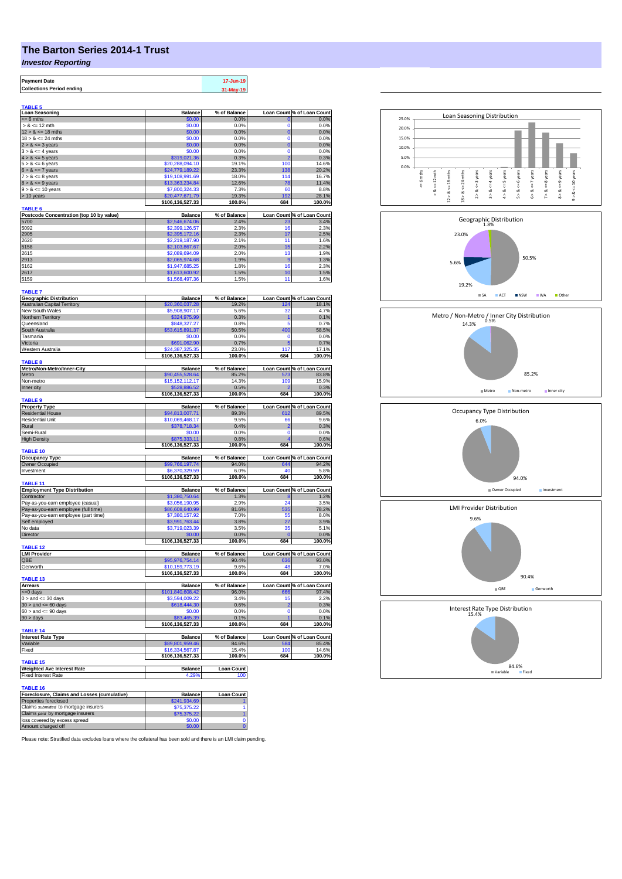# The Barton Series 2014-1 Trust

***Investor Reporting***

| | |
|---|---|
| **Payment Date** | 17-Jun-19 |
| **Collections Period ending** | 31-May-19 |

**TABLE 5**

| Loan Seasoning | Balance | % of Balance | Loan Count | % of Loan Count |
|---|---|---|---|---|
| <= 6 mths | $0.00 | 0.0% | 0 | 0.0% |
| > & <= 12 mth | $0.00 | 0.0% | 0 | 0.0% |
| 12 > & <= 18 mths | $0.00 | 0.0% | 0 | 0.0% |
| 18 > & <= 24 mths | $0.00 | 0.0% | 0 | 0.0% |
| 2 > & <= 3 years | $0.00 | 0.0% | 0 | 0.0% |
| 3 > & <= 4 years | $0.00 | 0.0% | 0 | 0.0% |
| 4 > & <= 5 years | $319,021.36 | 0.3% | 2 | 0.3% |
| 5 > & <= 6 years | $20,288,094.10 | 19.1% | 100 | 14.6% |
| 6 > & <= 7 years | $24,779,189.22 | 23.3% | 138 | 20.2% |
| 7 > & <= 8 years | $19,108,991.69 | 18.0% | 114 | 16.7% |
| 8 > & <= 9 years | $13,363,234.84 | 12.6% | 78 | 11.4% |
| 9 > & <= 10 years | $7,800,324.33 | 7.3% | 60 | 8.8% |
| > 10 years | $20,477,671.79 | 19.3% | 192 | 28.1% |
| | $106,136,527.33 | 100.0% | 684 | 100.0% |

**TABLE 6**

| Postcode Concentration (top 10 by value) | Balance | % of Balance | Loan Count | % of Loan Count |
|---|---|---|---|---|
| 5700 | $2,546,674.06 | 2.4% | 23 | 3.4% |
| 5092 | $2,399,126.57 | 2.3% | 16 | 2.3% |
| 2905 | $2,395,172.16 | 2.3% | 17 | 2.5% |
| 2620 | $2,219,187.90 | 2.1% | 11 | 1.6% |
| 5158 | $2,103,867.67 | 2.0% | 15 | 2.2% |
| 2615 | $2,089,694.09 | 2.0% | 13 | 1.9% |
| 2913 | $2,065,974.68 | 1.9% | 9 | 1.3% |
| 5162 | $1,947,685.25 | 1.8% | 16 | 2.3% |
| 2617 | $1,613,600.92 | 1.5% | 10 | 1.5% |
| 5159 | $1,568,497.36 | 1.5% | 11 | 1.6% |

**TABLE 7**

| Geographic Distribution | Balance | % of Balance | Loan Count | % of Loan Count |
|---|---|---|---|---|
| Australian Capital Territory | $20,360,037.28 | 19.2% | 124 | 18.1% |
| New South Wales | $5,908,907.17 | 5.6% | 32 | 4.7% |
| Northern Territory | $324,975.99 | 0.3% | 1 | 0.1% |
| Queensland | $848,327.27 | 0.8% | 5 | 0.7% |
| South Australia | $53,615,891.37 | 50.5% | 400 | 58.5% |
| Tasmania | $0.00 | 0.0% | 0 | 0.0% |
| Victoria | $691,062.90 | 0.7% | 5 | 0.7% |
| Western Australia | $24,387,325.35 | 23.0% | 117 | 17.1% |
| | $106,136,527.33 | 100.0% | 684 | 100.0% |

**TABLE 8**

| Metro/Non-Metro/Inner-City | Balance | % of Balance | Loan Count | % of Loan Count |
|---|---|---|---|---|
| Metro | $90,455,528.64 | 85.2% | 573 | 83.8% |
| Non-metro | $15,152,112.17 | 14.3% | 109 | 15.9% |
| Inner city | $528,886.52 | 0.5% | 2 | 0.3% |
| | $106,136,527.33 | 100.0% | 684 | 100.0% |

**TABLE 9**

| Property Type | Balance | % of Balance | Loan Count | % of Loan Count |
|---|---|---|---|---|
| Residential House | $94,813,007.71 | 89.3% | 612 | 89.5% |
| Residential Unit | $10,069,468.17 | 9.5% | 66 | 9.6% |
| Rural | $378,718.34 | 0.4% | 2 | 0.3% |
| Semi-Rural | $0.00 | 0.0% | 0 | 0.0% |
| High Density | $875,333.11 | 0.8% | 4 | 0.6% |
| | $106,136,527.33 | 100.0% | 684 | 100.0% |

**TABLE 10**

| Occupancy Type | Balance | % of Balance | Loan Count | % of Loan Count |
|---|---|---|---|---|
| Owner Occupied | $99,766,197.74 | 94.0% | 644 | 94.2% |
| Investment | $6,370,329.59 | 6.0% | 40 | 5.8% |
| | $106,136,527.33 | 100.0% | 684 | 100.0% |

**TABLE 11**

| Employment Type Distribution | Balance | % of Balance | Loan Count | % of Loan Count |
|---|---|---|---|---|
| Contractor | $1,380,750.64 | 1.3% | 8 | 1.2% |
| Pay-as-you-earn employee (casual) | $3,056,190.95 | 2.9% | 24 | 3.5% |
| Pay-as-you-earn employee (full time) | $86,608,640.99 | 81.6% | 535 | 78.2% |
| Pay-as-you-earn employee (part time) | $7,380,157.92 | 7.0% | 55 | 8.0% |
| Self employed | $3,991,763.44 | 3.8% | 27 | 3.9% |
| No data | $3,719,023.39 | 3.5% | 35 | 5.1% |
| Director | $0.00 | 0.0% | 0 | 0.0% |
| | $106,136,527.33 | 100.0% | 684 | 100.0% |

**TABLE 12**

| LMI Provider | Balance | % of Balance | Loan Count | % of Loan Count |
|---|---|---|---|---|
| QBE | $95,976,754.14 | 90.4% | 636 | 93.0% |
| Genworth | $10,159,773.19 | 9.6% | 48 | 7.0% |
| | $106,136,527.33 | 100.0% | 684 | 100.0% |

**TABLE 13**

| Arrears | Balance | % of Balance | Loan Count | % of Loan Count |
|---|---|---|---|---|
| <=0 days | $101,840,608.42 | 96.0% | 666 | 97.4% |
| 0 > and <= 30 days | $3,594,009.22 | 3.4% | 15 | 2.2% |
| 30 > and <= 60 days | $618,444.30 | 0.6% | 2 | 0.3% |
| 60 > and <= 90 days | $0.00 | 0.0% | 0 | 0.0% |
| 90 > days | $83,465.39 | 0.1% | 1 | 0.1% |
| | $106,136,527.33 | 100.0% | 684 | 100.0% |

**TABLE 14**

| Interest Rate Type | Balance | % of Balance | Loan Count | % of Loan Count |
|---|---|---|---|---|
| Variable | $89,801,959.46 | 84.6% | 584 | 85.4% |
| Fixed | $16,334,567.87 | 15.4% | 100 | 14.6% |
| | $106,136,527.33 | 100.0% | 684 | 100.0% |

**TABLE 15**

| Weighted Ave Interest Rate | Balance | Loan Count |
|---|---|---|
| Fixed Interest Rate | 4.29% | 100 |

**TABLE 16**

| Foreclosure, Claims and Losses (cumulative) | Balance | Loan Count |
|---|---|---|
| Properties foreclosed | $241,934.69 | 1 |
| Claims submitted to mortgage insurers | $75,375.22 | 1 |
| Claims paid by mortgage insurers | $75,375.22 | 1 |
| loss covered by excess spread | $0.00 | 0 |
| Amount charged off | $0.00 | 0 |

Please note: Stratified data excludes loans where the collateral has been sold and there is an LMI claim pending.

Loan Seasoning Distribution
25.0%
20.0%
15.0%
10.0%
5.0%
0.0%
<= 6 mths
> & <= 12 mth
12 > & <= 18 mths
18 > & <= 24 mths
2 > & <= 3 years
3 > & <= 4 years
4 > & <= 5 years
5 > & <= 6 years
6 > & <= 7 years
7 > & <= 8 years
8 > & <= 9 years
9 > & <= 10 years

Geographic Distribution
1.8%
23.0%
5.6%
50.5%
19.2%
SA ACT NSW WA Other

Metro / Non-Metro / Inner City Distribution
0.5%
14.3%
85.2%
Metro Non-metro Inner city

Occupancy Type Distribution
6.0%
94.0%
Owner Occupied Investment

LMI Provider Distribution
9.6%
90.4%
QBE Genworth

Interest Rate Type Distribution
15.4%
84.6%
Variable Fixed